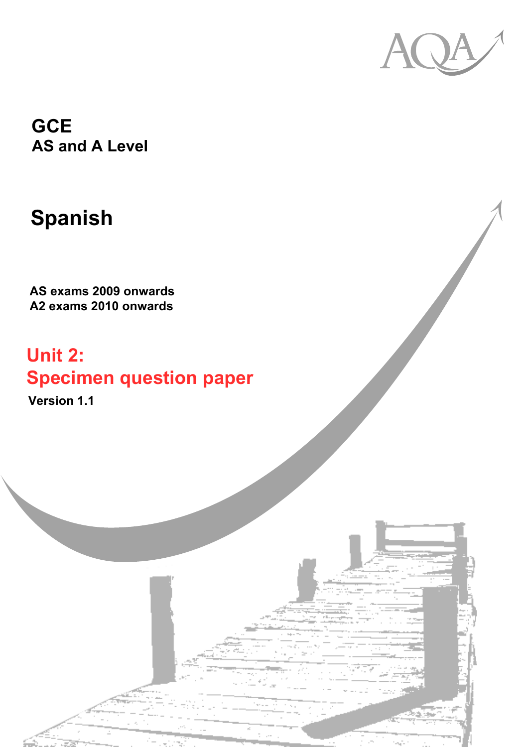# GCE
## AS and A Level

# Spanish

**AS exams 2009 onwards**
**A2 exams 2010 onwards**

## Unit 2:
## Specimen question paper

**Version 1.1**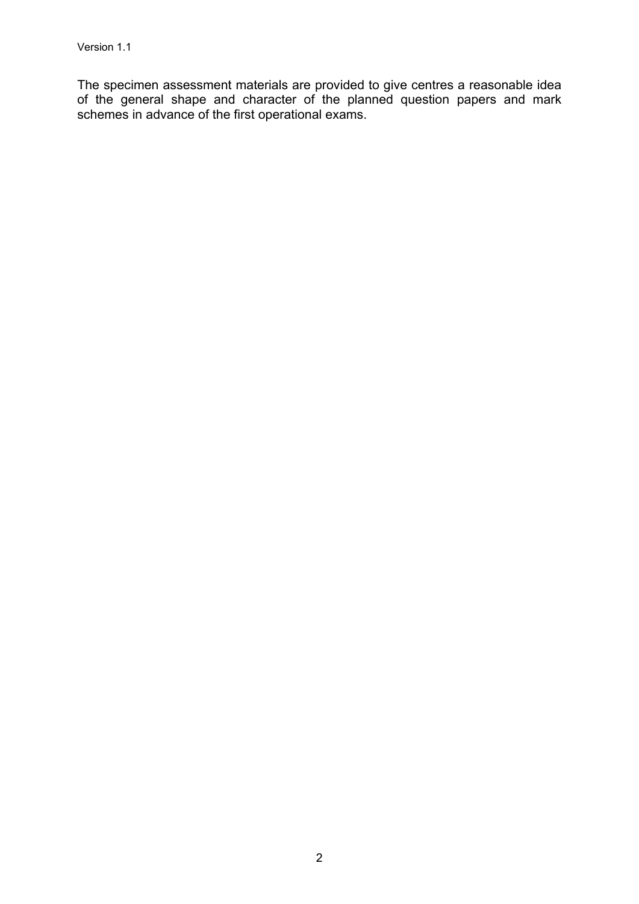Version 1.1

The specimen assessment materials are provided to give centres a reasonable idea of the general shape and character of the planned question papers and mark schemes in advance of the first operational exams.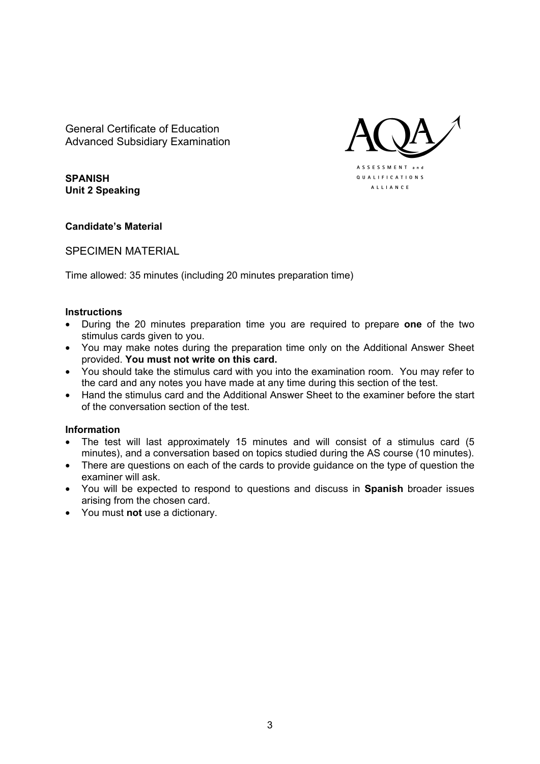General Certificate of Education
Advanced Subsidiary Examination

AQA
ASSESSMENT and QUALIFICATIONS ALLIANCE

**SPANISH**
**Unit 2 Speaking**

**Candidate's Material**

SPECIMEN MATERIAL

Time allowed: 35 minutes (including 20 minutes preparation time)

**Instructions**

- During the 20 minutes preparation time you are required to prepare **one** of the two stimulus cards given to you.
- You may make notes during the preparation time only on the Additional Answer Sheet provided. **You must not write on this card.**
- You should take the stimulus card with you into the examination room. You may refer to the card and any notes you have made at any time during this section of the test.
- Hand the stimulus card and the Additional Answer Sheet to the examiner before the start of the conversation section of the test.

**Information**

- The test will last approximately 15 minutes and will consist of a stimulus card (5 minutes), and a conversation based on topics studied during the AS course (10 minutes).
- There are questions on each of the cards to provide guidance on the type of question the examiner will ask.
- You will be expected to respond to questions and discuss in **Spanish** broader issues arising from the chosen card.
- You must **not** use a dictionary.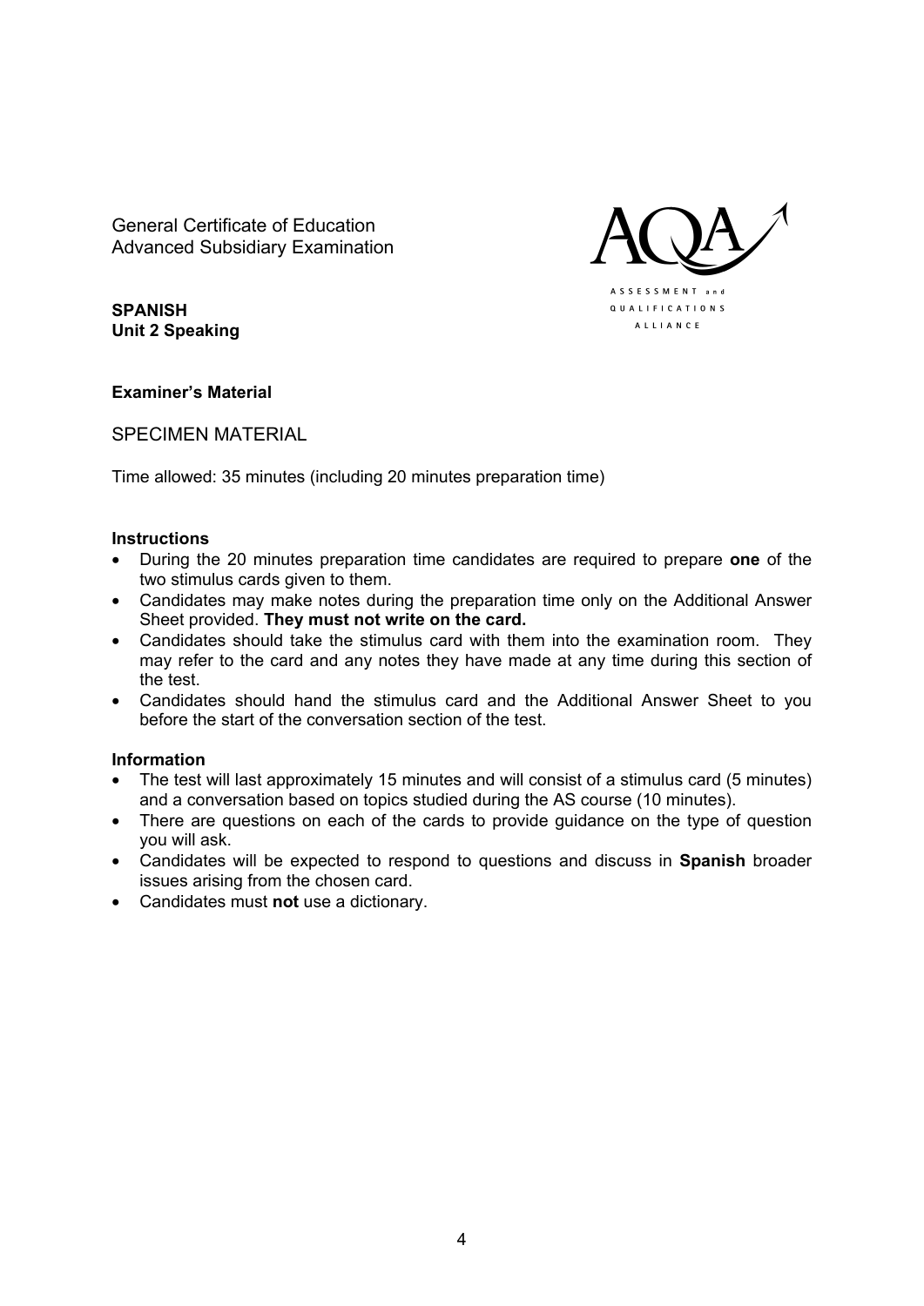General Certificate of Education
Advanced Subsidiary Examination

AQA
ASSESSMENT and QUALIFICATIONS ALLIANCE

**SPANISH**
**Unit 2 Speaking**

**Examiner's Material**

SPECIMEN MATERIAL

Time allowed: 35 minutes (including 20 minutes preparation time)

**Instructions**

- During the 20 minutes preparation time candidates are required to prepare **one** of the two stimulus cards given to them.
- Candidates may make notes during the preparation time only on the Additional Answer Sheet provided. **They must not write on the card.**
- Candidates should take the stimulus card with them into the examination room. They may refer to the card and any notes they have made at any time during this section of the test.
- Candidates should hand the stimulus card and the Additional Answer Sheet to you before the start of the conversation section of the test.

**Information**

- The test will last approximately 15 minutes and will consist of a stimulus card (5 minutes) and a conversation based on topics studied during the AS course (10 minutes).
- There are questions on each of the cards to provide guidance on the type of question you will ask.
- Candidates will be expected to respond to questions and discuss in **Spanish** broader issues arising from the chosen card.
- Candidates must **not** use a dictionary.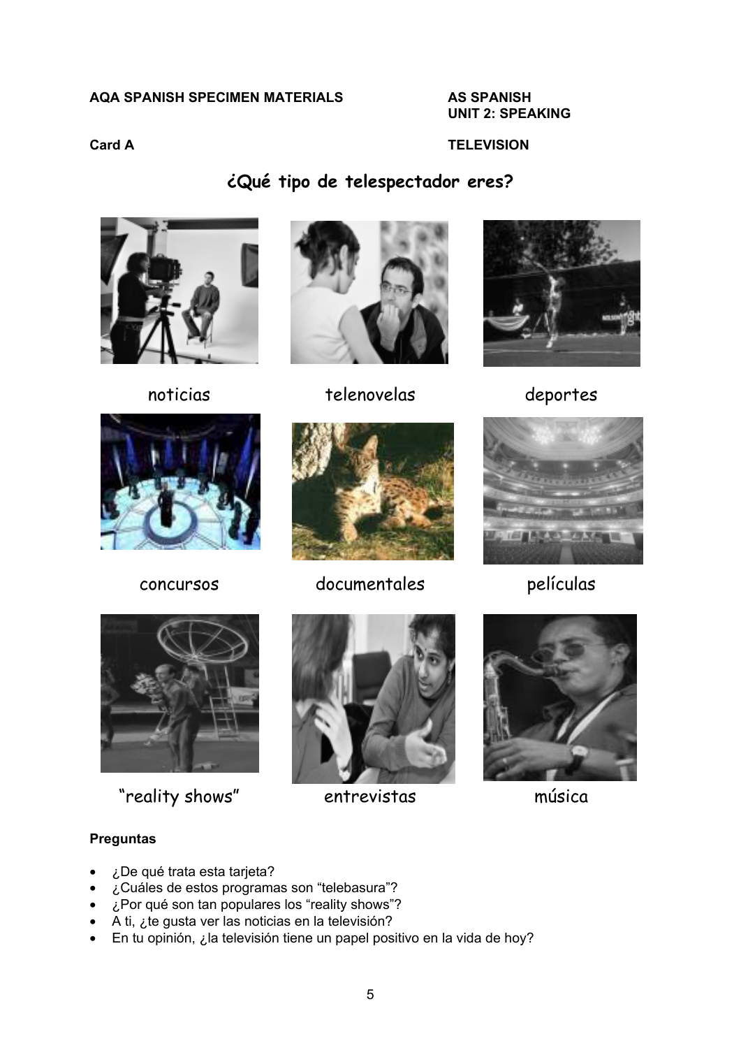**AQA SPANISH SPECIMEN MATERIALS** | **AS SPANISH**
**UNIT 2: SPEAKING**

**Card A** | **TELEVISION**

## ¿Qué tipo de telespectador eres?

noticias

telenovelas

deportes

concursos

documentales

películas

"reality shows"

entrevistas

música

**Preguntas**

- ¿De qué trata esta tarjeta?
- ¿Cuáles de estos programas son "telebasura"?
- ¿Por qué son tan populares los "reality shows"?
- A ti, ¿te gusta ver las noticias en la televisión?
- En tu opinión, ¿la televisión tiene un papel positivo en la vida de hoy?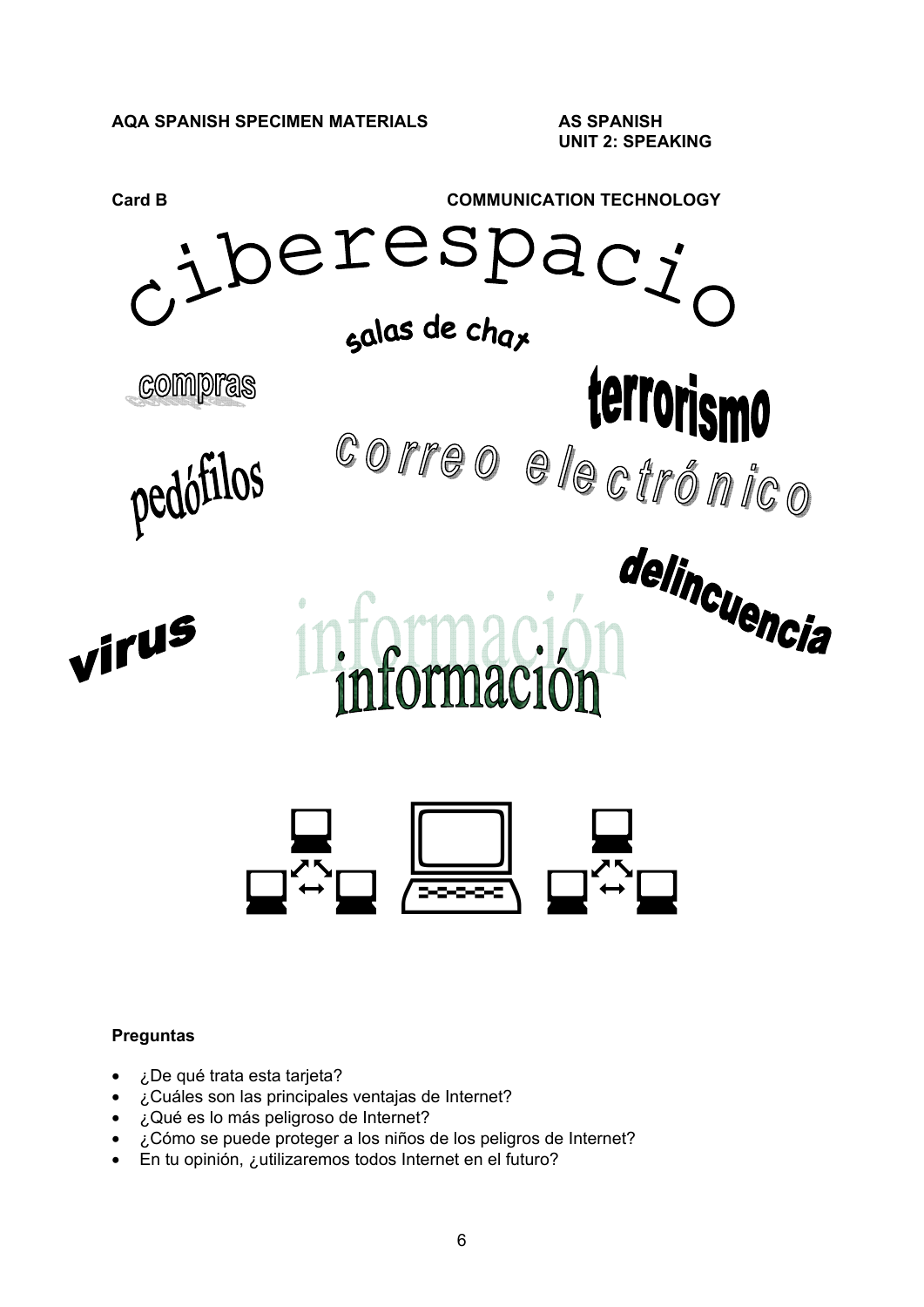**AQA SPANISH SPECIMEN MATERIALS** **AS SPANISH**
**UNIT 2: SPEAKING**

**Card B** **COMMUNICATION TECHNOLOGY**

ciberespacio

salas de chat

compras

terrorismo

correo electrónico

pedófilos

delincuencia

virus

información

**Preguntas**

- ¿De qué trata esta tarjeta?
- ¿Cuáles son las principales ventajas de Internet?
- ¿Qué es lo más peligroso de Internet?
- ¿Cómo se puede proteger a los niños de los peligros de Internet?
- En tu opinión, ¿utilizaremos todos Internet en el futuro?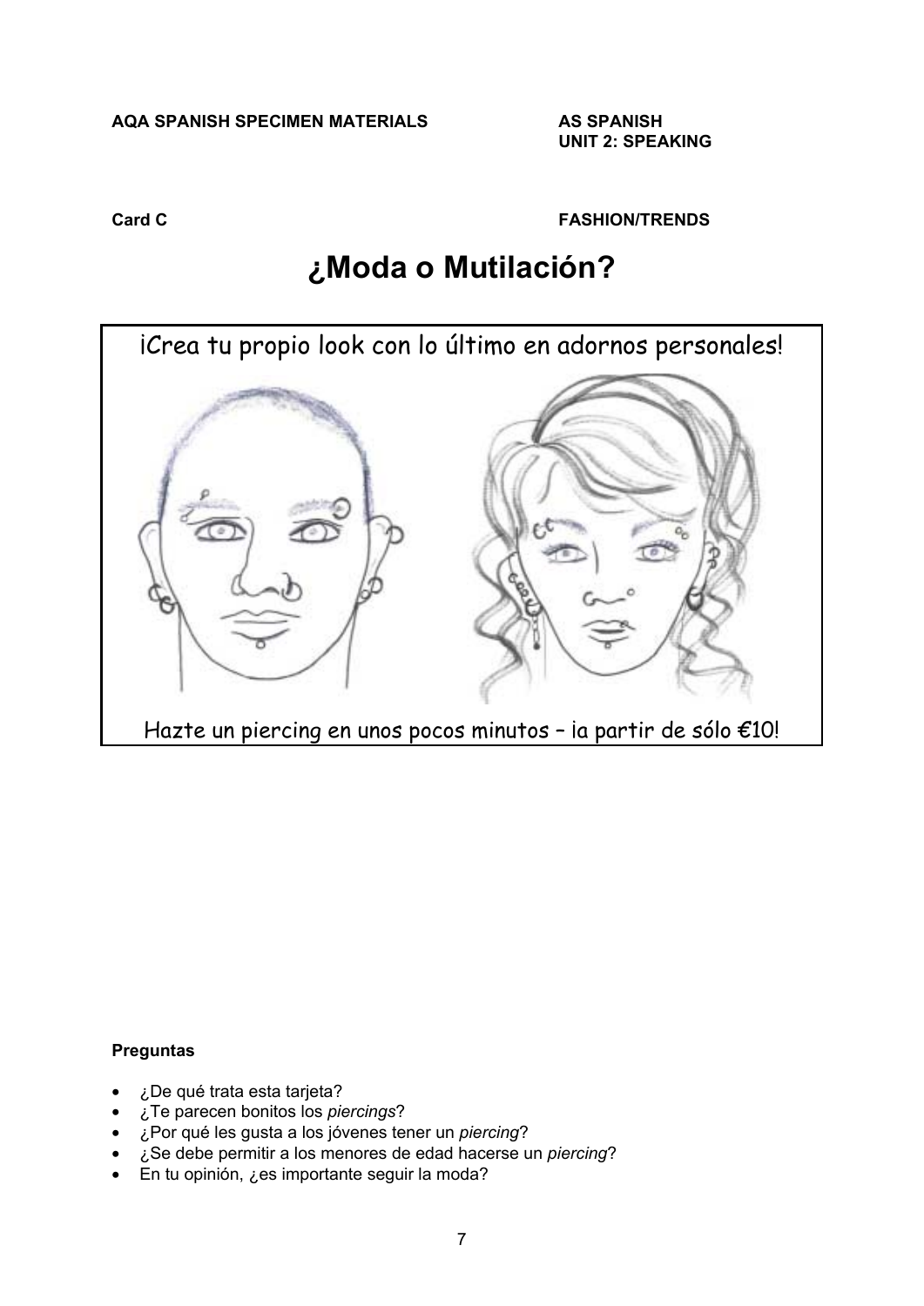**AQA SPANISH SPECIMEN MATERIALS** **AS SPANISH**
**UNIT 2: SPEAKING**

**Card C** **FASHION/TRENDS**

# ¿Moda o Mutilación?

¡Crea tu propio look con lo último en adornos personales!

Hazte un piercing en unos pocos minutos – ¡a partir de sólo €10!

**Preguntas**

- ¿De qué trata esta tarjeta?
- ¿Te parecen bonitos los *piercings*?
- ¿Por qué les gusta a los jóvenes tener un *piercing*?
- ¿Se debe permitir a los menores de edad hacerse un *piercing*?
- En tu opinión, ¿es importante seguir la moda?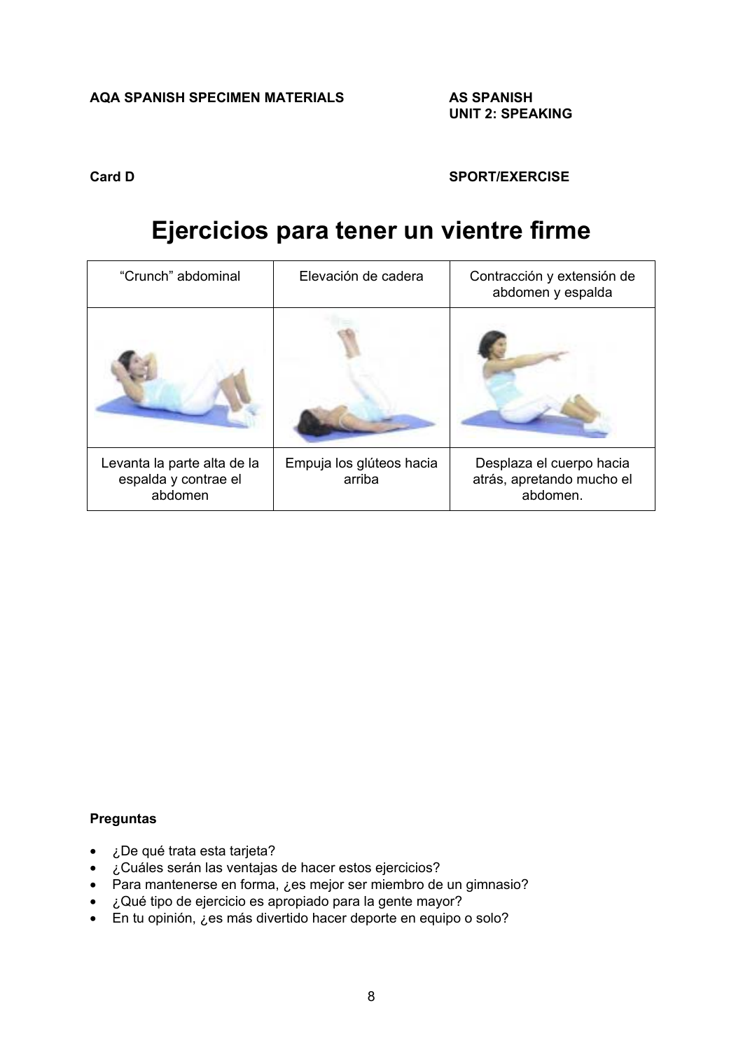**AQA SPANISH SPECIMEN MATERIALS**

**AS SPANISH**
**UNIT 2: SPEAKING**

**Card D**

**SPORT/EXERCISE**

# Ejercicios para tener un vientre firme

| "Crunch" abdominal | Elevación de cadera | Contracción y extensión de abdomen y espalda |
|---|---|---|
| | | |
| Levanta la parte alta de la espalda y contrae el abdomen | Empuja los glúteos hacia arriba | Desplaza el cuerpo hacia atrás, apretando mucho el abdomen. |

**Preguntas**

- ¿De qué trata esta tarjeta?
- ¿Cuáles serán las ventajas de hacer estos ejercicios?
- Para mantenerse en forma, ¿es mejor ser miembro de un gimnasio?
- ¿Qué tipo de ejercicio es apropiado para la gente mayor?
- En tu opinión, ¿es más divertido hacer deporte en equipo o solo?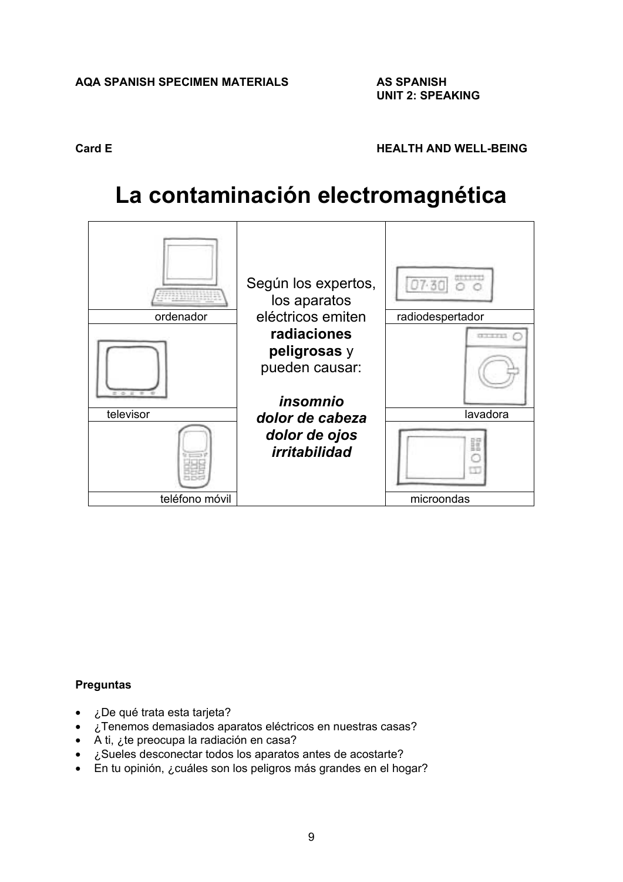**AQA SPANISH SPECIMEN MATERIALS**

**AS SPANISH**
**UNIT 2: SPEAKING**

**Card E**

**HEALTH AND WELL-BEING**

# La contaminación electromagnética

| | | |
|---|---|---|
| ordenador | Según los expertos, los aparatos eléctricos emiten **radiaciones peligrosas** y pueden causar:<br><br>***insomnio***<br>***dolor de cabeza***<br>***dolor de ojos***<br>***irritabilidad*** | radiodespertador |
| televisor | | lavadora |
| teléfono móvil | | microondas |

**Preguntas**

- ¿De qué trata esta tarjeta?
- ¿Tenemos demasiados aparatos eléctricos en nuestras casas?
- A ti, ¿te preocupa la radiación en casa?
- ¿Sueles desconectar todos los aparatos antes de acostarte?
- En tu opinión, ¿cuáles son los peligros más grandes en el hogar?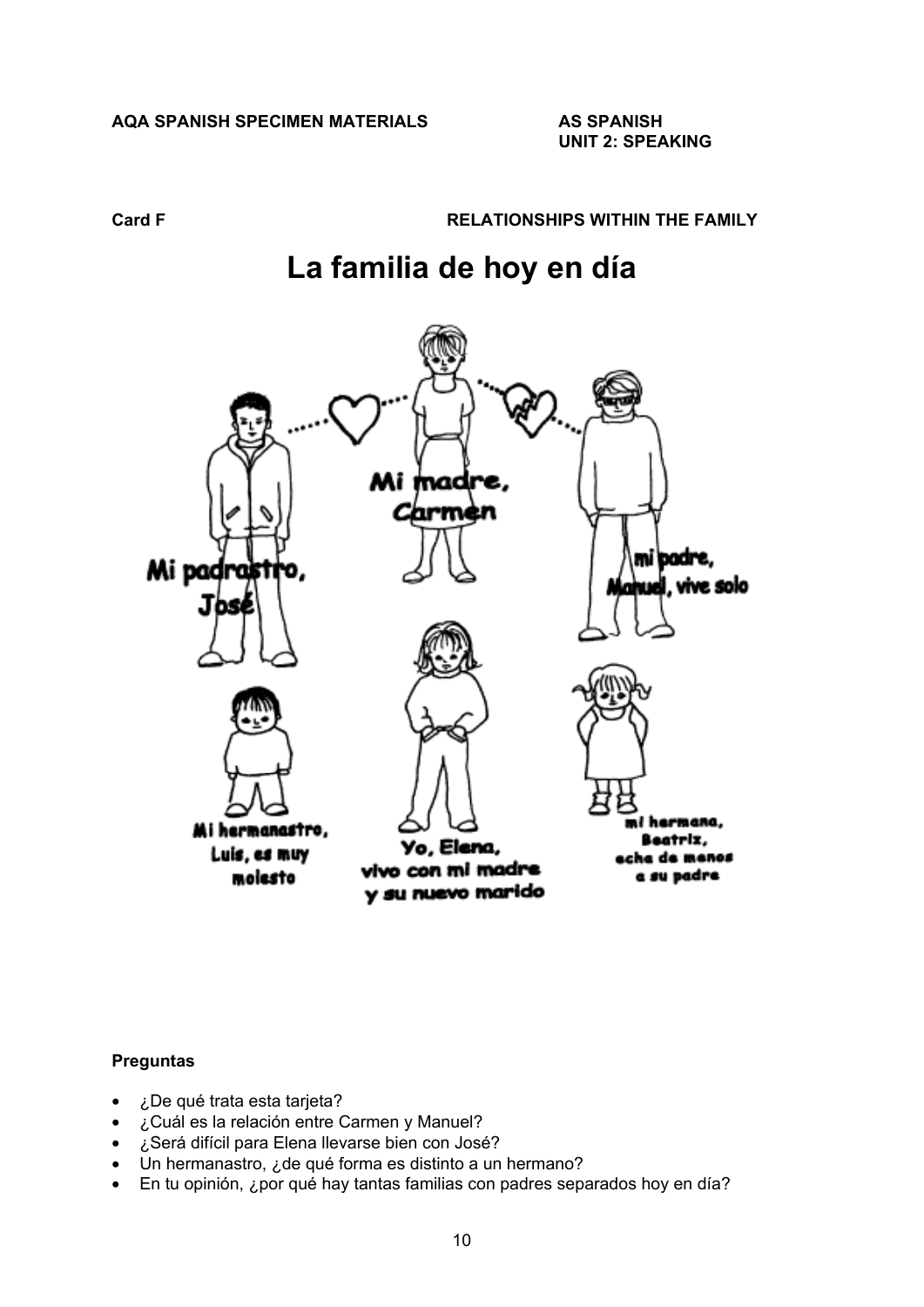**Card F** **RELATIONSHIPS WITHIN THE FAMILY**

# La familia de hoy en día

Mi madre, Carmen

Mi padrastro, José

mi padre, Manuel, vive solo

Mi hermanastro, Luis, es muy molesto

Yo, Elena, vivo con mi madre y su nuevo marido

mi hermana, Beatriz, echa de menos a su padre

**Preguntas**

- ¿De qué trata esta tarjeta?
- ¿Cuál es la relación entre Carmen y Manuel?
- ¿Será difícil para Elena llevarse bien con José?
- Un hermanastro, ¿de qué forma es distinto a un hermano?
- En tu opinión, ¿por qué hay tantas familias con padres separados hoy en día?